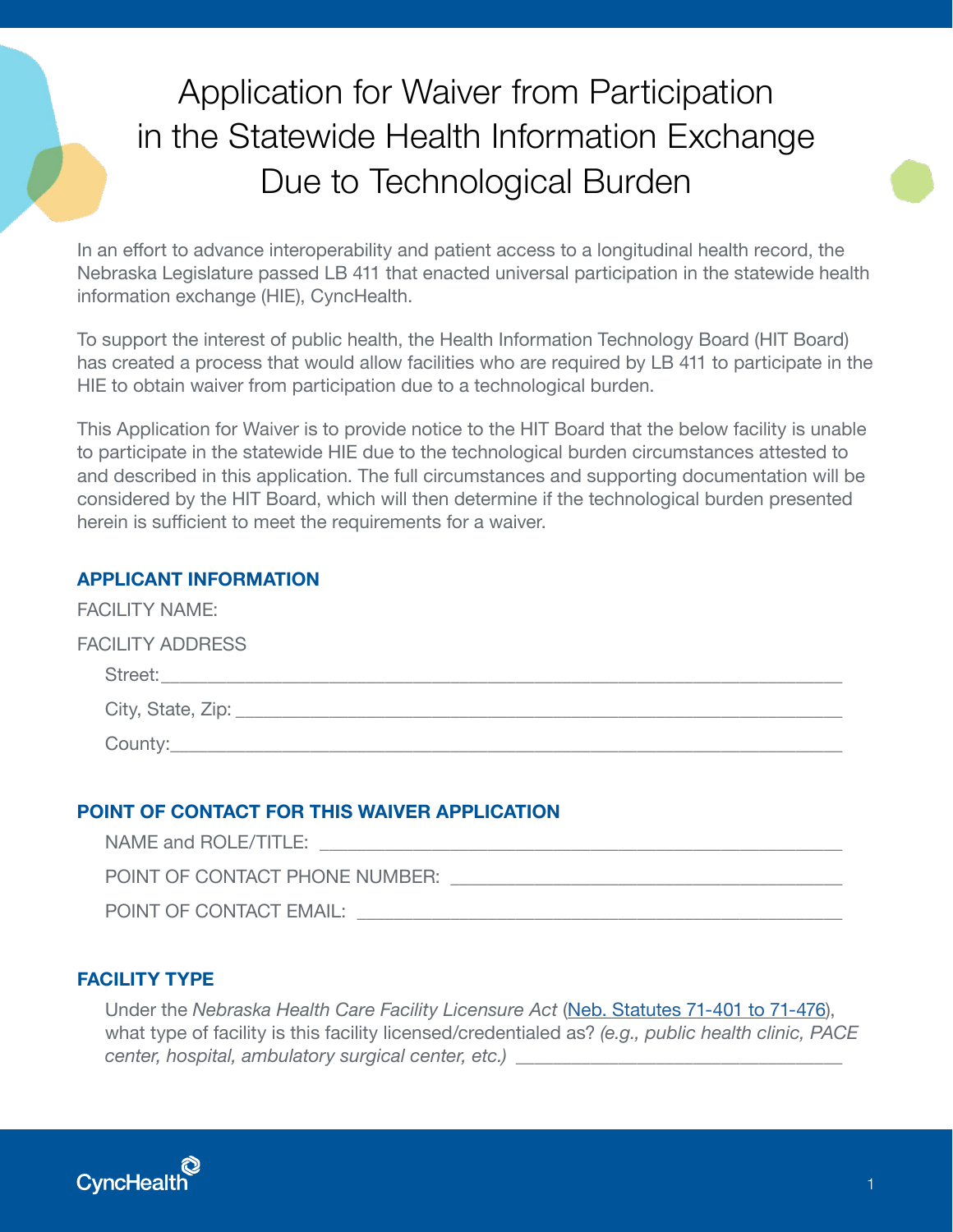# Application for Waiver from Participation in the Statewide Health Information Exchange Due to Technological Burden

In an effort to advance interoperability and patient access to a longitudinal health record, the Nebraska Legislature passed LB 411 that enacted universal participation in the statewide health information exchange (HIE), CyncHealth.

To support the interest of public health, the Health Information Technology Board (HIT Board) has created a process that would allow facilities who are required by LB 411 to participate in the HIE to obtain waiver from participation due to a technological burden.

This Application for Waiver is to provide notice to the HIT Board that the below facility is unable to participate in the statewide HIE due to the technological burden circumstances attested to and described in this application. The full circumstances and supporting documentation will be considered by the HIT Board, which will then determine if the technological burden presented herein is sufficient to meet the requirements for a waiver.

## APPLICANT INFORMATION

FACILITY NAME:

FACILITY ADDRESS

Street: ___________________________________________________________________

City, State, Zip: ___________________________________________________________

County: __________________________________________________________________

## POINT OF CONTACT FOR THIS WAIVER APPLICATION

NAME and ROLE/TITLE: ____________________________________________________

POINT OF CONTACT PHONE NUMBER: ________________________________________

POINT OF CONTACT EMAIL: _________________________________________________

## FACILITY TYPE

Under the *Nebraska Health Care Facility Licensure Act* (Neb. Statutes 71-401 to 71-476), what type of facility is this facility licensed/credentialed as? *(e.g., public health clinic, PACE center, hospital, ambulatory surgical center, etc.)* ________________________________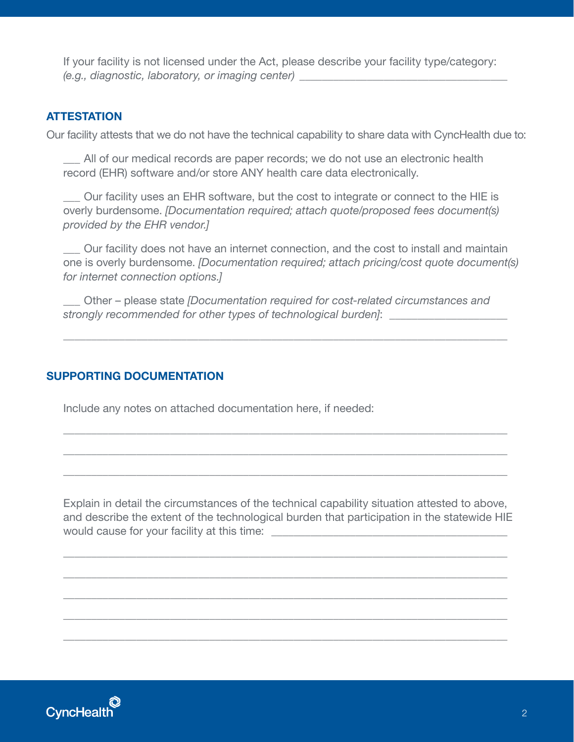If your facility is not licensed under the Act, please describe your facility type/category: *(e.g., diagnostic, laboratory, or imaging center)* ___________________________________

## ATTESTATION

Our facility attests that we do not have the technical capability to share data with CyncHealth due to:

___ All of our medical records are paper records; we do not use an electronic health record (EHR) software and/or store ANY health care data electronically.

___ Our facility uses an EHR software, but the cost to integrate or connect to the HIE is overly burdensome. *[Documentation required; attach quote/proposed fees document(s) provided by the EHR vendor.]*

___ Our facility does not have an internet connection, and the cost to install and maintain one is overly burdensome. *[Documentation required; attach pricing/cost quote document(s) for internet connection options.]*

___ Other – please state *[Documentation required for cost-related circumstances and strongly recommended for other types of technological burden]*: ____________________

_____________________________________________________________________________

## SUPPORTING DOCUMENTATION

Include any notes on attached documentation here, if needed:

_____________________________________________________________________________

_____________________________________________________________________________

_____________________________________________________________________________

Explain in detail the circumstances of the technical capability situation attested to above, and describe the extent of the technological burden that participation in the statewide HIE would cause for your facility at this time: _________________________________________

_____________________________________________________________________________

_____________________________________________________________________________

_____________________________________________________________________________

_____________________________________________________________________________

_____________________________________________________________________________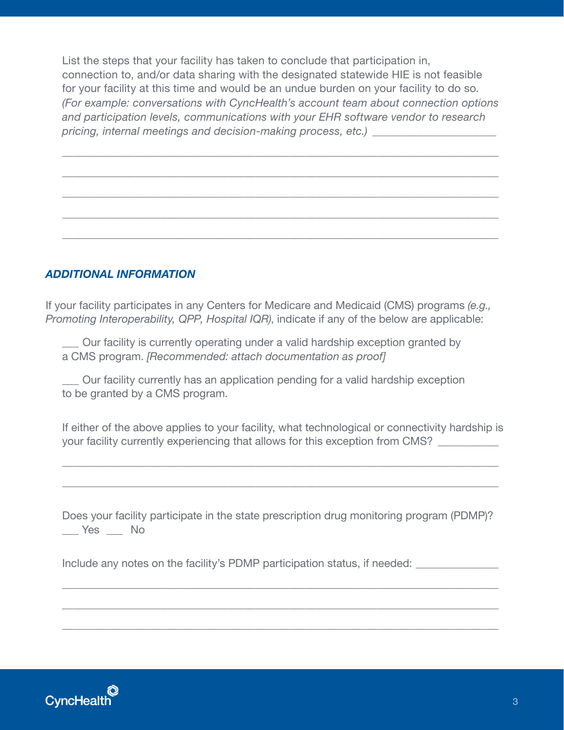List the steps that your facility has taken to conclude that participation in, connection to, and/or data sharing with the designated statewide HIE is not feasible for your facility at this time and would be an undue burden on your facility to do so. *(For example: conversations with CyncHealth's account team about connection options and participation levels, communications with your EHR software vendor to research pricing, internal meetings and decision-making process, etc.)* ____________________

______________________________________________________________________

______________________________________________________________________

______________________________________________________________________

______________________________________________________________________

______________________________________________________________________

### *ADDITIONAL INFORMATION*

If your facility participates in any Centers for Medicare and Medicaid (CMS) programs *(e.g., Promoting Interoperability, QPP, Hospital IQR)*, indicate if any of the below are applicable:

___ Our facility is currently operating under a valid hardship exception granted by a CMS program. *[Recommended: attach documentation as proof]*

___ Our facility currently has an application pending for a valid hardship exception to be granted by a CMS program.

If either of the above applies to your facility, what technological or connectivity hardship is your facility currently experiencing that allows for this exception from CMS? __________

______________________________________________________________________

______________________________________________________________________

Does your facility participate in the state prescription drug monitoring program (PDMP)?
___ Yes ___ No

Include any notes on the facility's PDMP participation status, if needed: _____________

______________________________________________________________________

______________________________________________________________________

______________________________________________________________________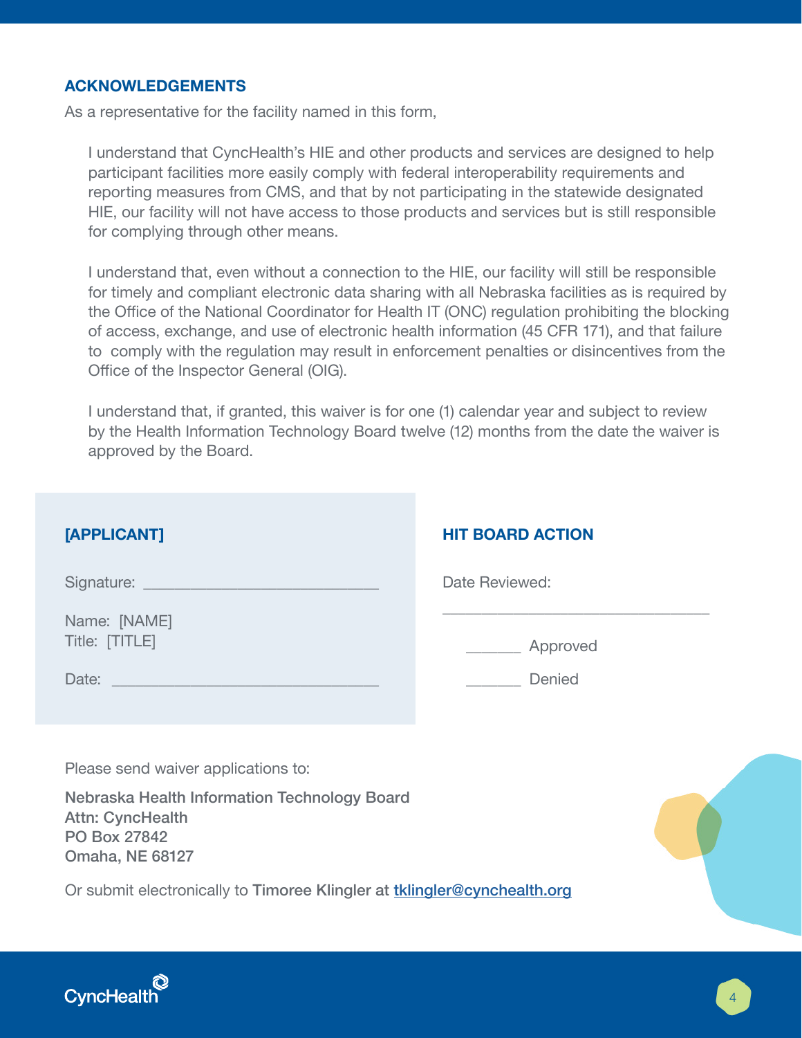## ACKNOWLEDGEMENTS

As a representative for the facility named in this form,

> I understand that CyncHealth's HIE and other products and services are designed to help participant facilities more easily comply with federal interoperability requirements and reporting measures from CMS, and that by not participating in the statewide designated HIE, our facility will not have access to those products and services but is still responsible for complying through other means.
>
> I understand that, even without a connection to the HIE, our facility will still be responsible for timely and compliant electronic data sharing with all Nebraska facilities as is required by the Office of the National Coordinator for Health IT (ONC) regulation prohibiting the blocking of access, exchange, and use of electronic health information (45 CFR 171), and that failure to comply with the regulation may result in enforcement penalties or disincentives from the Office of the Inspector General (OIG).
>
> I understand that, if granted, this waiver is for one (1) calendar year and subject to review by the Health Information Technology Board twelve (12) months from the date the waiver is approved by the Board.

### [APPLICANT]

Signature: ____________________________

Name: [NAME]
Title: [TITLE]

Date: ________________________________

### HIT BOARD ACTION

Date Reviewed:

________________________________

_______ Approved

_______ Denied

Please send waiver applications to:

**Nebraska Health Information Technology Board**
**Attn: CyncHealth**
**PO Box 27842**
**Omaha, NE 68127**

Or submit electronically to **Timoree Klingler** at [tklingler@cynchealth.org](mailto:tklingler@cynchealth.org)